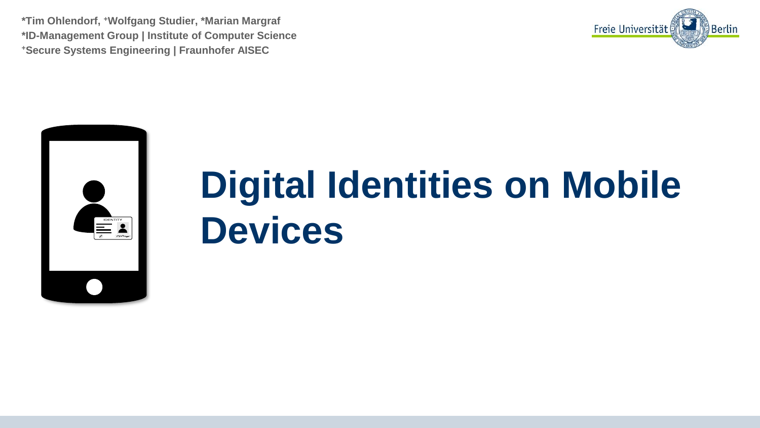*Tim Ohlendorf, +Wolfgang Studier, *Marian Margraf
*ID-Management Group | Institute of Computer Science
+Secure Systems Engineering | Fraunhofer AISEC

# Digital Identities on Mobile Devices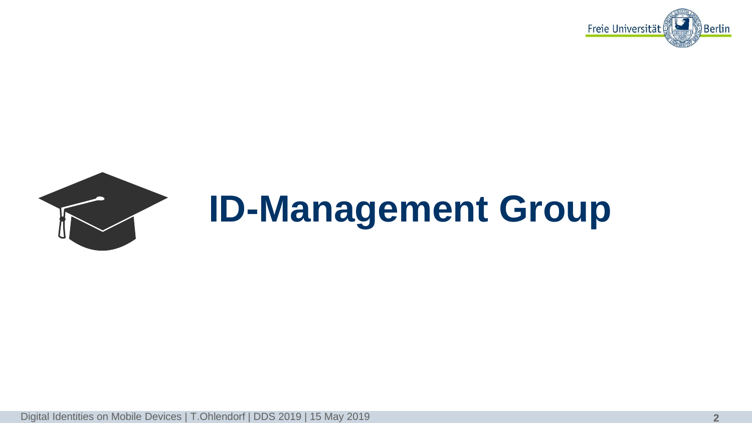# ID-Management Group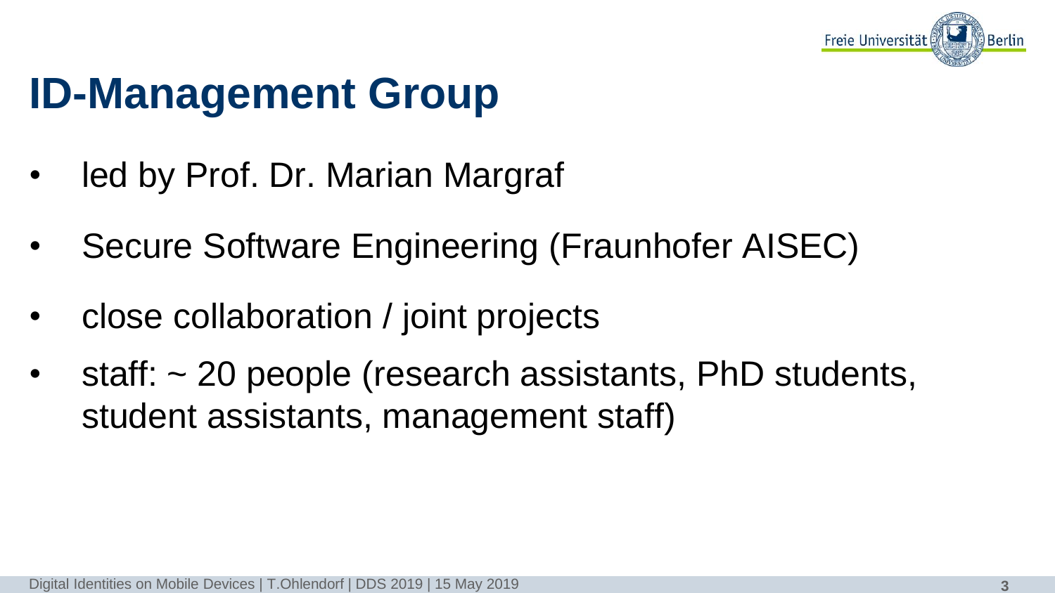# ID-Management Group

- led by Prof. Dr. Marian Margraf
- Secure Software Engineering (Fraunhofer AISEC)
- close collaboration / joint projects
- staff: ~ 20 people (research assistants, PhD students, student assistants, management staff)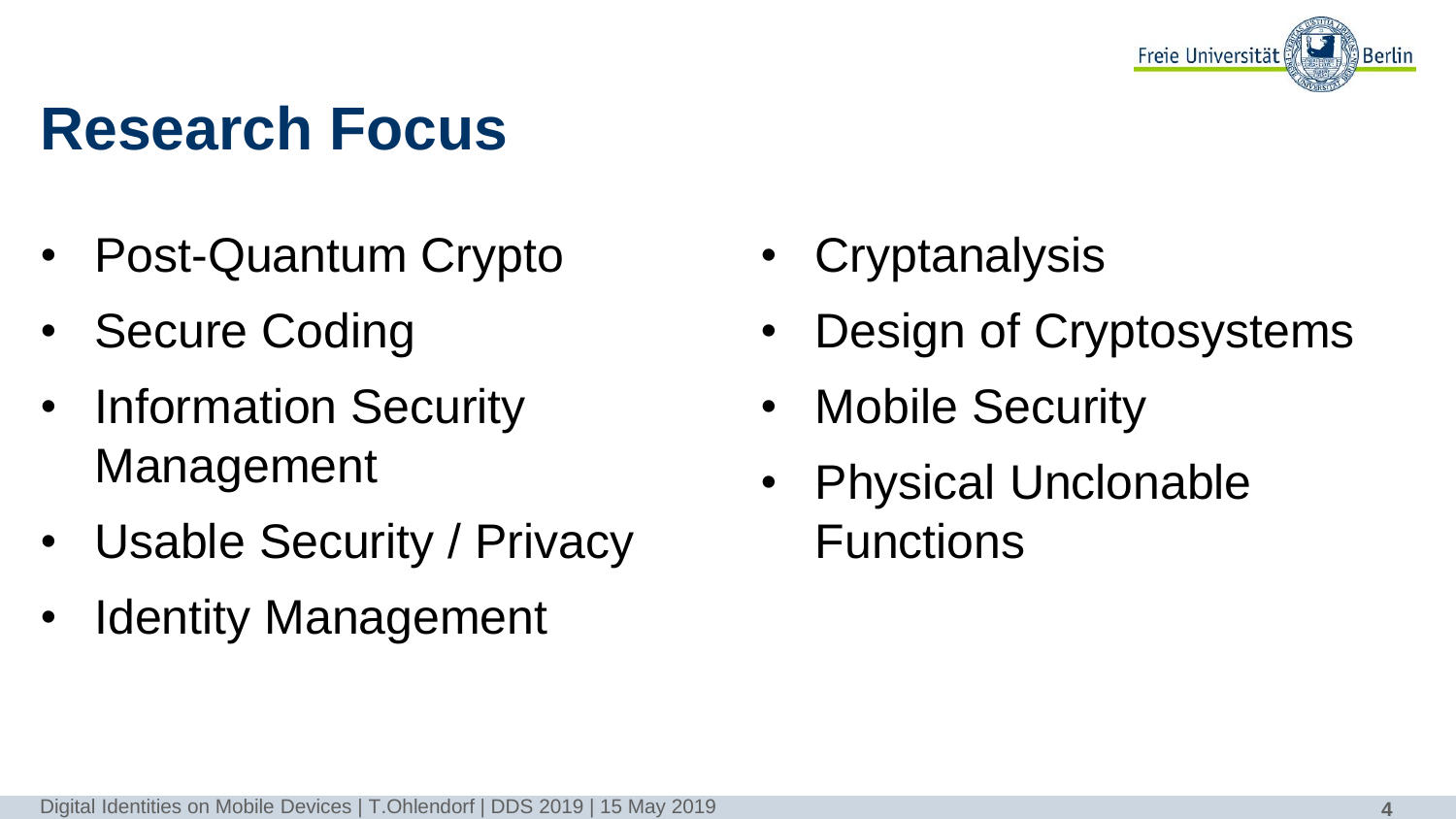# Research Focus

- Post-Quantum Crypto
- Secure Coding
- Information Security Management
- Usable Security / Privacy
- Identity Management
- Cryptanalysis
- Design of Cryptosystems
- Mobile Security
- Physical Unclonable Functions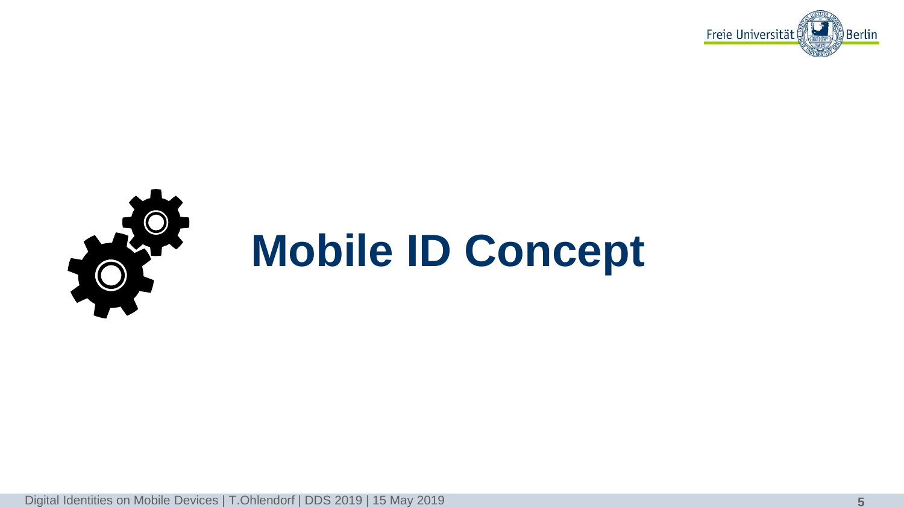# Mobile ID Concept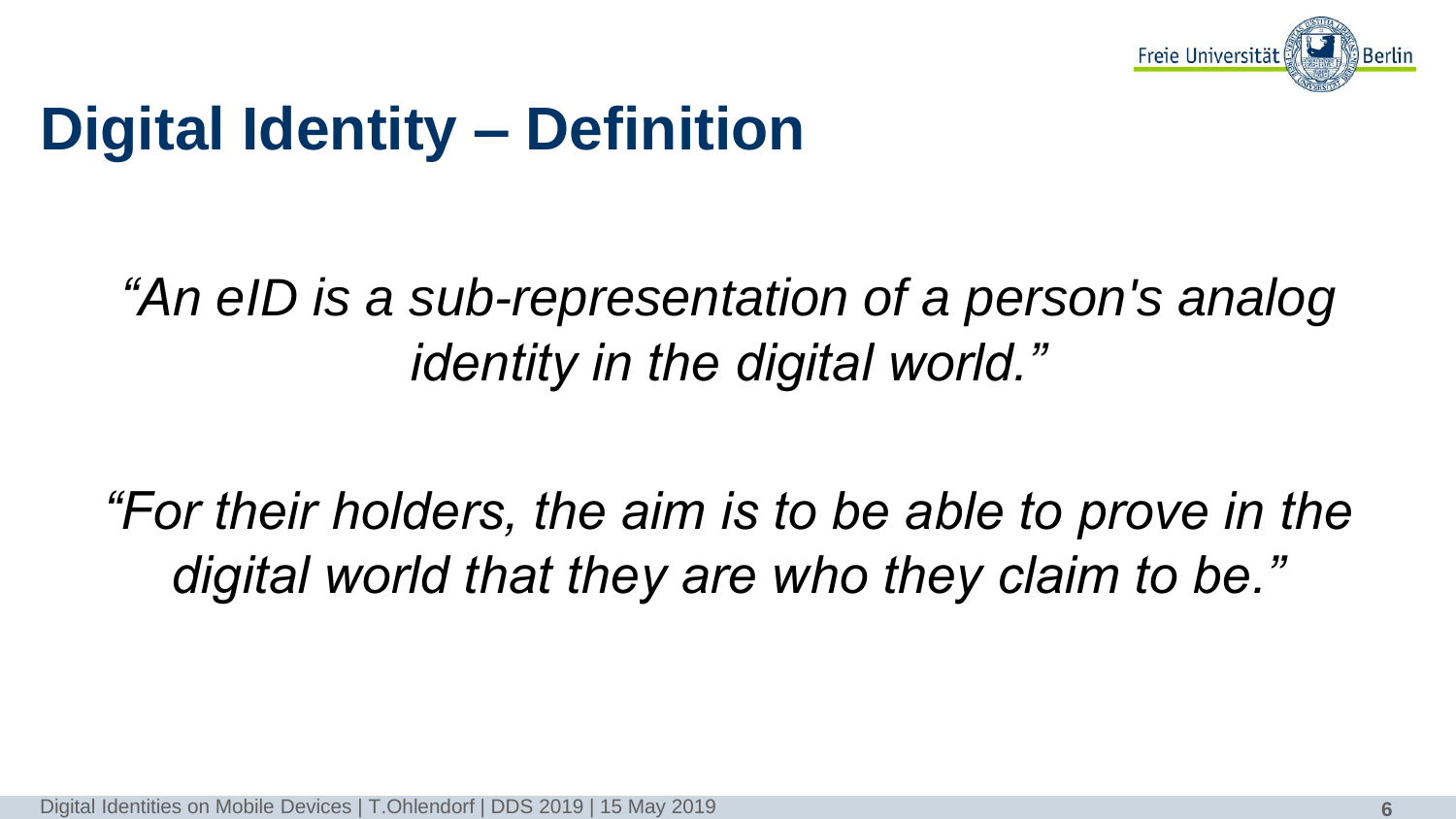# Digital Identity – Definition

*"An eID is a sub-representation of a person's analog identity in the digital world."*

*"For their holders, the aim is to be able to prove in the digital world that they are who they claim to be."*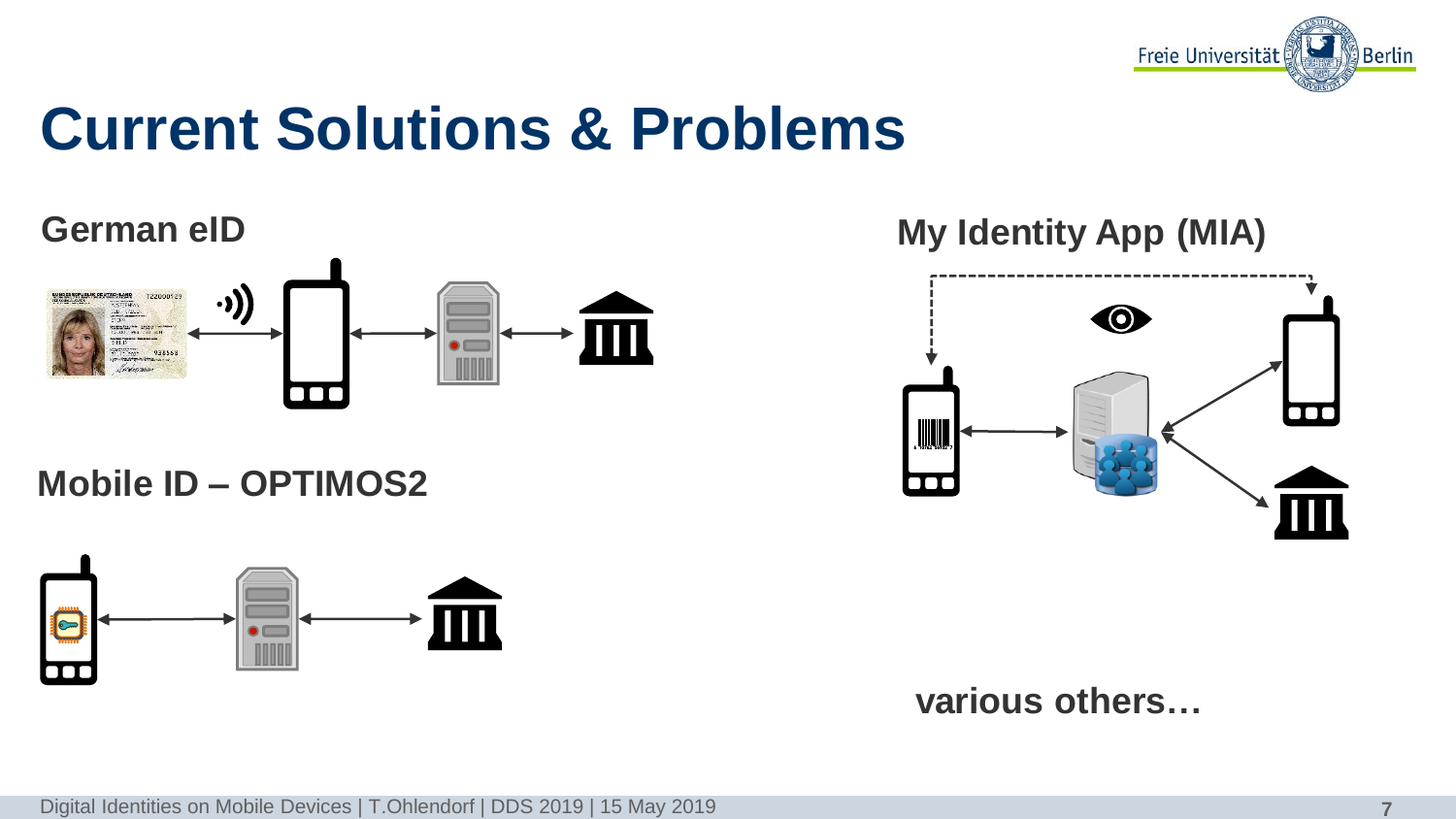# Current Solutions & Problems

## German eID

## Mobile ID – OPTIMOS2

## My Identity App (MIA)

various others…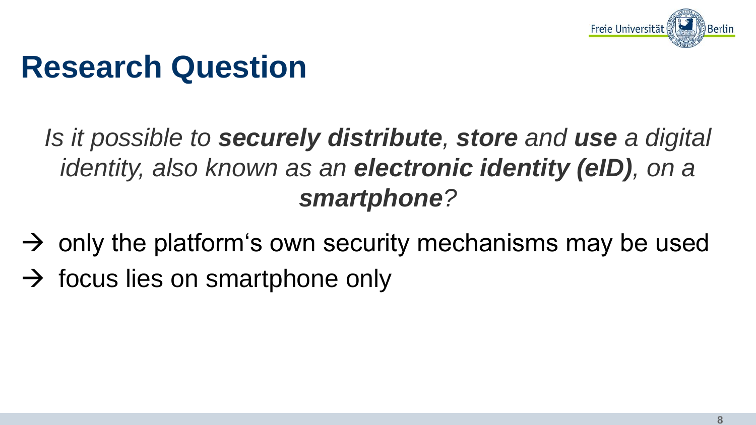# Research Question

*Is it possible to **securely distribute**, **store** and **use** a digital identity, also known as an **electronic identity (eID)**, on a **smartphone**?*

→ only the platform‘s own security mechanisms may be used

→ focus lies on smartphone only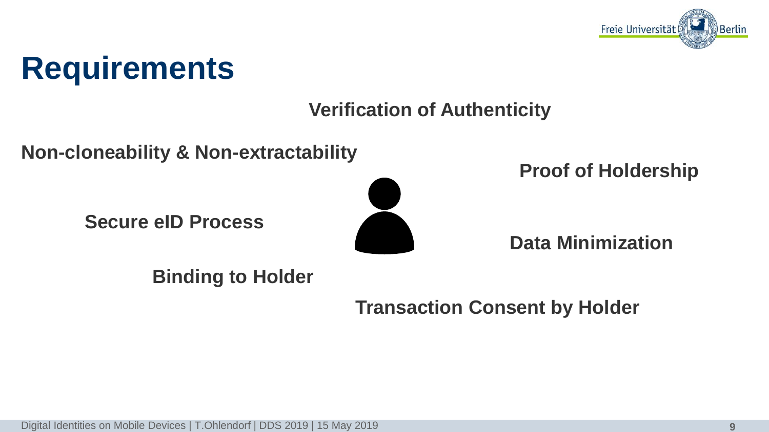# Requirements

**Verification of Authenticity**

**Non-cloneability & Non-extractability**

**Proof of Holdership**

**Secure eID Process**

**Data Minimization**

**Binding to Holder**

**Transaction Consent by Holder**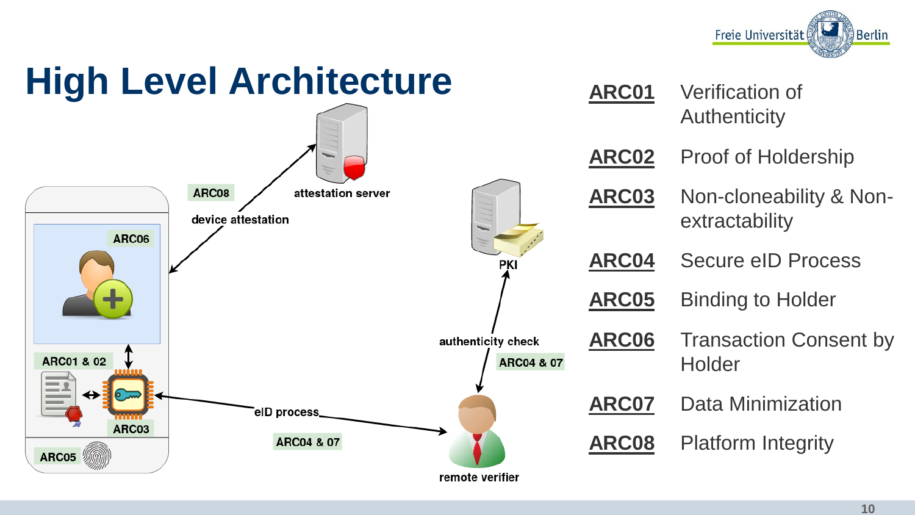# High Level Architecture

device attestation

ARC08

attestation server

ARC06

ARC01 & 02

ARC03

ARC05

eID process

ARC04 & 07

PKI

authenticity check

ARC04 & 07

remote verifier

| | |
|---|---|
| **ARC01** | Verification of Authenticity |
| **ARC02** | Proof of Holdership |
| **ARC03** | Non-cloneability & Non-extractability |
| **ARC04** | Secure eID Process |
| **ARC05** | Binding to Holder |
| **ARC06** | Transaction Consent by Holder |
| **ARC07** | Data Minimization |
| **ARC08** | Platform Integrity |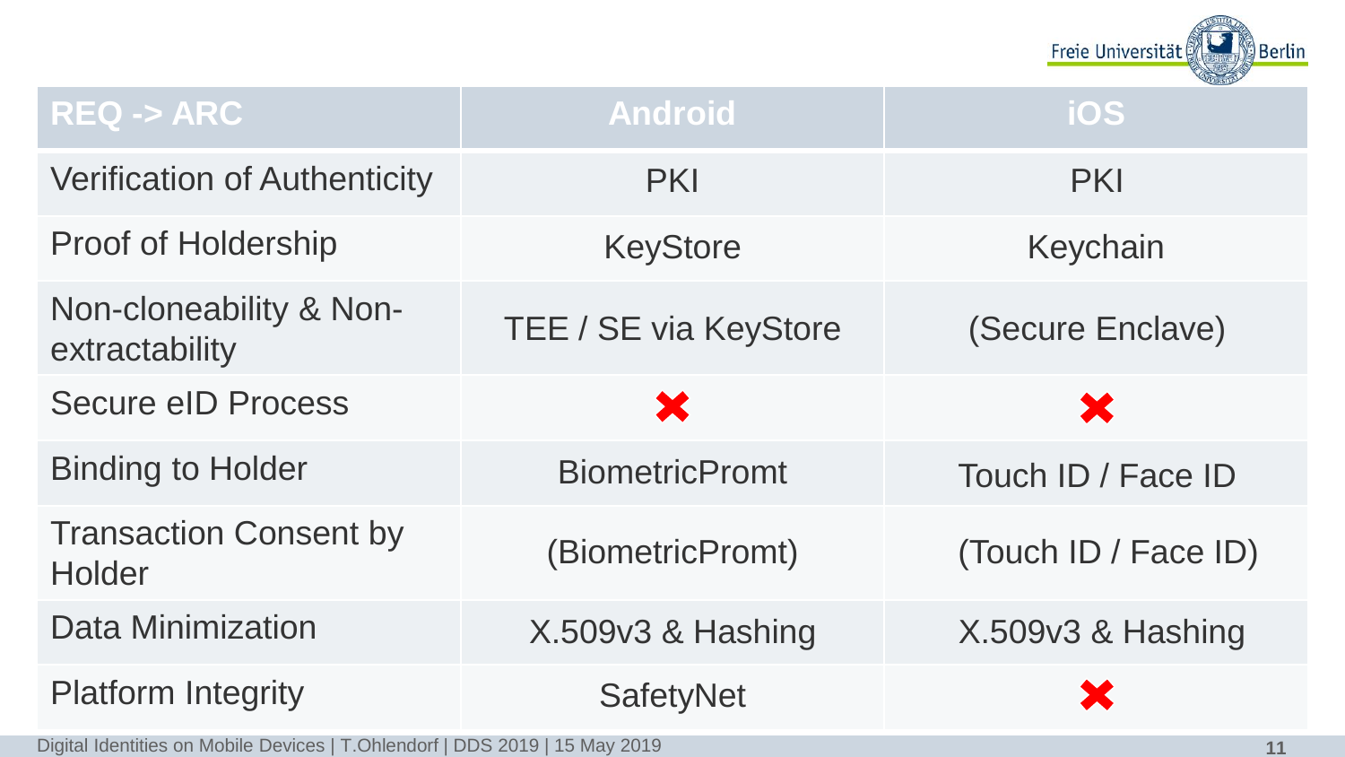| REQ -> ARC | Android | iOS |
|---|---|---|
| Verification of Authenticity | PKI | PKI |
| Proof of Holdership | KeyStore | Keychain |
| Non-cloneability & Non-extractability | TEE / SE via KeyStore | (Secure Enclave) |
| Secure eID Process | ✖ | ✖ |
| Binding to Holder | BiometricPromt | Touch ID / Face ID |
| Transaction Consent by Holder | (BiometricPromt) | (Touch ID / Face ID) |
| Data Minimization | X.509v3 & Hashing | X.509v3 & Hashing |
| Platform Integrity | SafetyNet | ✖ |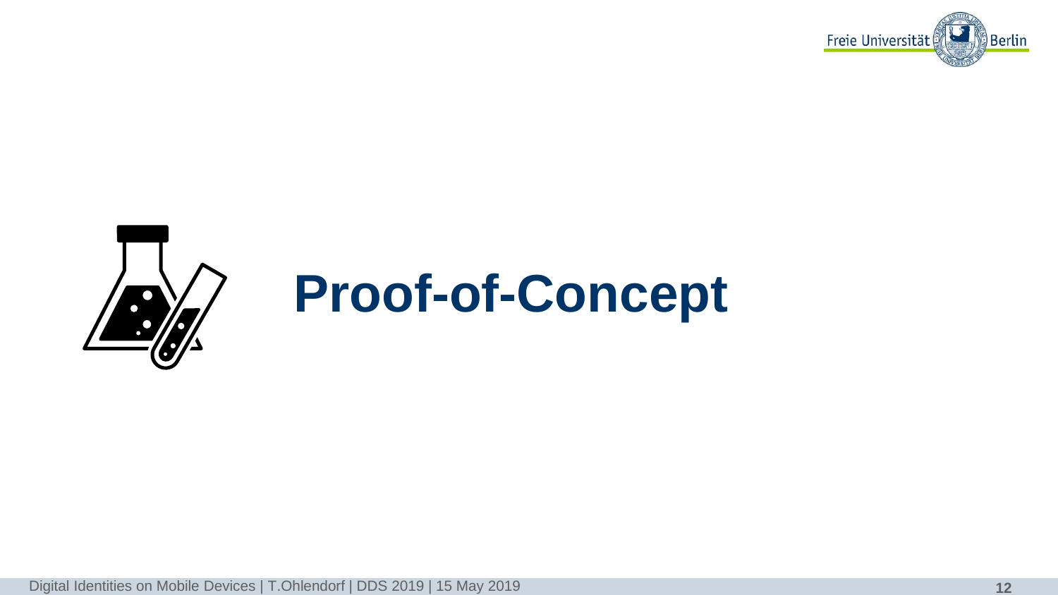# Proof-of-Concept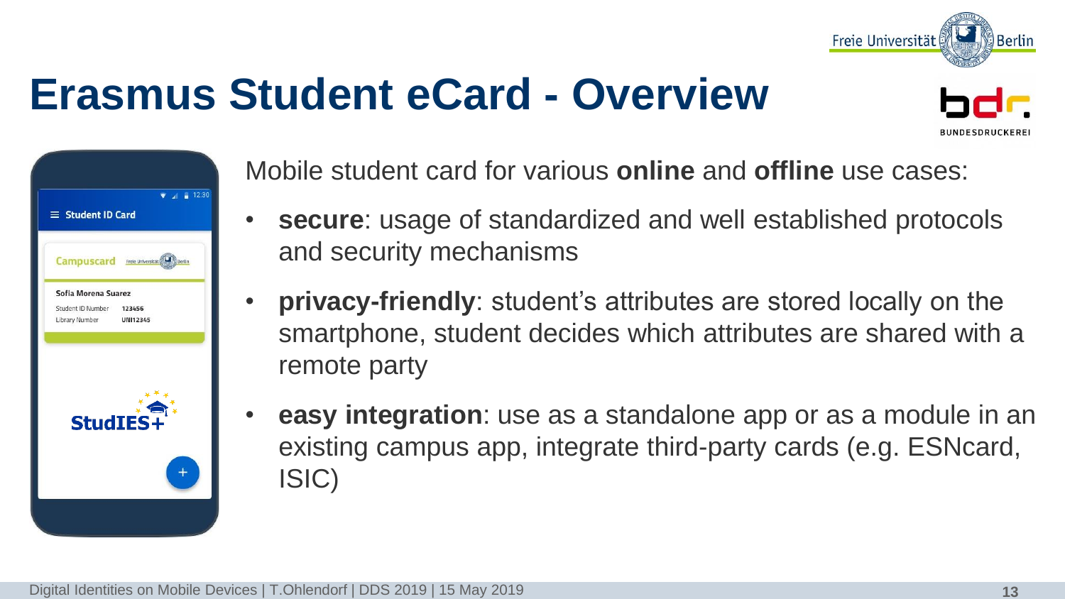# Erasmus Student eCard - Overview

Mobile student card for various **online** and **offline** use cases:

- **secure**: usage of standardized and well established protocols and security mechanisms
- **privacy-friendly**: student's attributes are stored locally on the smartphone, student decides which attributes are shared with a remote party
- **easy integration**: use as a standalone app or as a module in an existing campus app, integrate third-party cards (e.g. ESNcard, ISIC)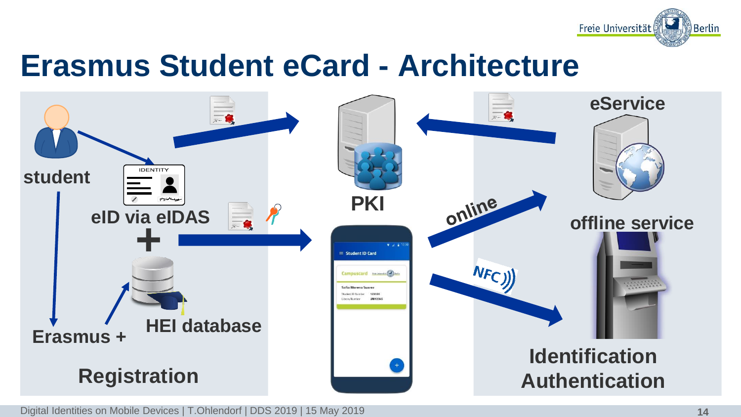# Erasmus Student eCard - Architecture

student

eID via eIDAS

+

HEI database

Erasmus +

Registration

PKI

online

NFC

eService

offline service

Identification

Authentication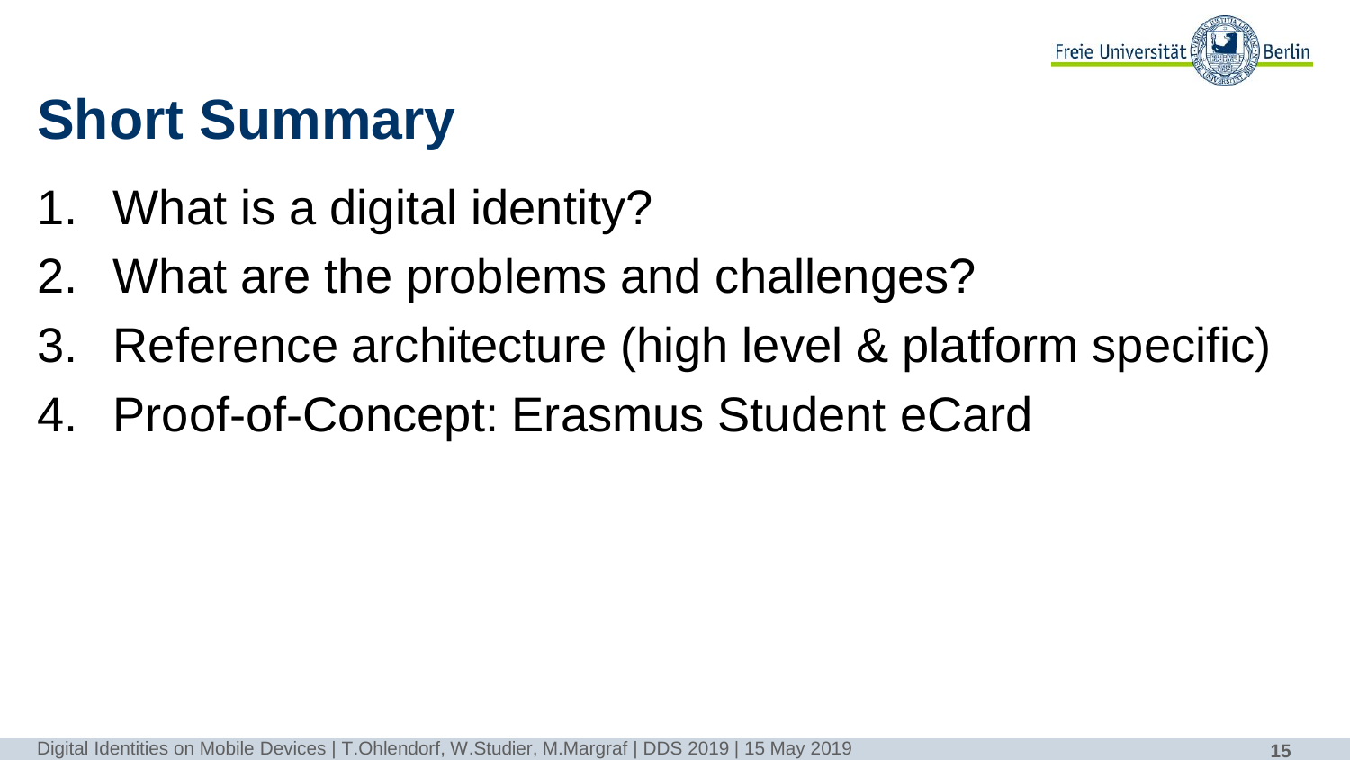# Short Summary

1. What is a digital identity?
2. What are the problems and challenges?
3. Reference architecture (high level & platform specific)
4. Proof-of-Concept: Erasmus Student eCard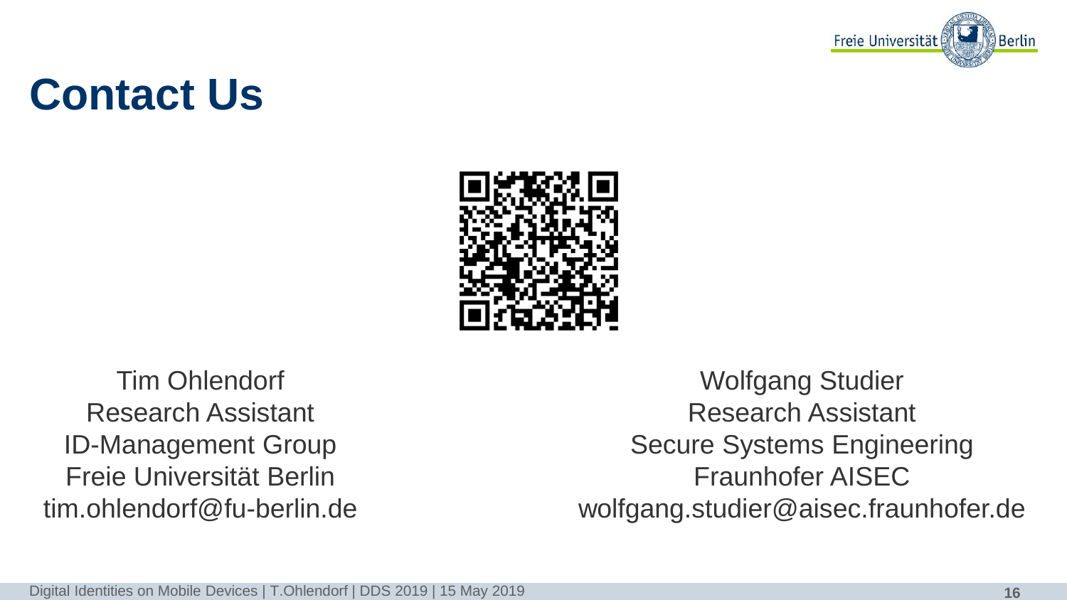# Contact Us

Tim Ohlendorf
Research Assistant
ID-Management Group
Freie Universität Berlin
tim.ohlendorf@fu-berlin.de

Wolfgang Studier
Research Assistant
Secure Systems Engineering
Fraunhofer AISEC
wolfgang.studier@aisec.fraunhofer.de